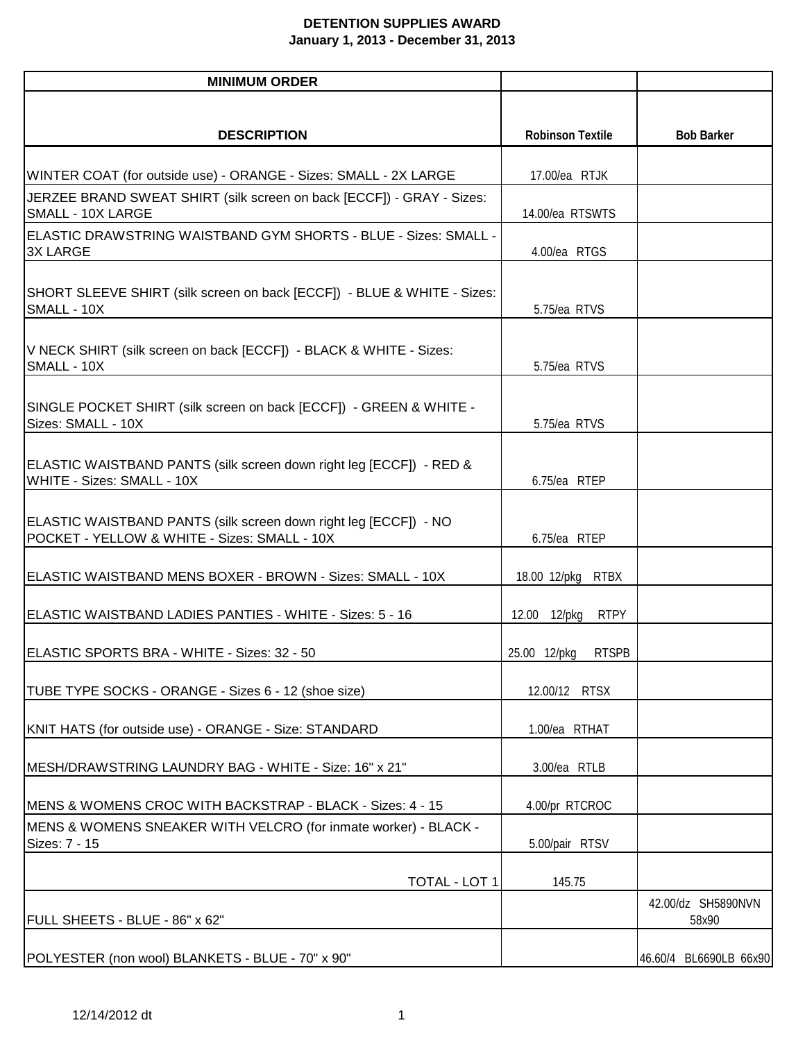# DETENTION SUPPLIES AWARD
## January 1, 2013 - December 31, 2013

| MINIMUM ORDER | | |
|---|---|---|
| **DESCRIPTION** | **Robinson Textile** | **Bob Barker** |
| WINTER COAT (for outside use) - ORANGE - Sizes: SMALL - 2X LARGE | 17.00/ea RTJK | |
| JERZEE BRAND SWEAT SHIRT (silk screen on back [ECCF]) - GRAY - Sizes: SMALL - 10X LARGE | 14.00/ea RTSWTS | |
| ELASTIC DRAWSTRING WAISTBAND GYM SHORTS - BLUE - Sizes: SMALL - 3X LARGE | 4.00/ea RTGS | |
| SHORT SLEEVE SHIRT (silk screen on back [ECCF]) - BLUE & WHITE - Sizes: SMALL - 10X | 5.75/ea RTVS | |
| V NECK SHIRT (silk screen on back [ECCF]) - BLACK & WHITE - Sizes: SMALL - 10X | 5.75/ea RTVS | |
| SINGLE POCKET SHIRT (silk screen on back [ECCF]) - GREEN & WHITE - Sizes: SMALL - 10X | 5.75/ea RTVS | |
| ELASTIC WAISTBAND PANTS (silk screen down right leg [ECCF]) - RED & WHITE - Sizes: SMALL - 10X | 6.75/ea RTEP | |
| ELASTIC WAISTBAND PANTS (silk screen down right leg [ECCF]) - NO POCKET - YELLOW & WHITE - Sizes: SMALL - 10X | 6.75/ea RTEP | |
| ELASTIC WAISTBAND MENS BOXER - BROWN - Sizes: SMALL - 10X | 18.00 12/pkg RTBX | |
| ELASTIC WAISTBAND LADIES PANTIES - WHITE - Sizes: 5 - 16 | 12.00 12/pkg RTPY | |
| ELASTIC SPORTS BRA - WHITE - Sizes: 32 - 50 | 25.00 12/pkg RTSPB | |
| TUBE TYPE SOCKS - ORANGE - Sizes 6 - 12 (shoe size) | 12.00/12 RTSX | |
| KNIT HATS (for outside use) - ORANGE - Size: STANDARD | 1.00/ea RTHAT | |
| MESH/DRAWSTRING LAUNDRY BAG - WHITE - Size: 16" x 21" | 3.00/ea RTLB | |
| MENS & WOMENS CROC WITH BACKSTRAP - BLACK - Sizes: 4 - 15 | 4.00/pr RTCROC | |
| MENS & WOMENS SNEAKER WITH VELCRO (for inmate worker) - BLACK - Sizes: 7 - 15 | 5.00/pair RTSV | |
| TOTAL - LOT 1 | 145.75 | |
| FULL SHEETS - BLUE - 86" x 62" | | 42.00/dz SH5890NVN 58x90 |
| POLYESTER (non wool) BLANKETS - BLUE - 70" x 90" | | 46.60/4 BL6690LB 66x90 |

12/14/2012 dt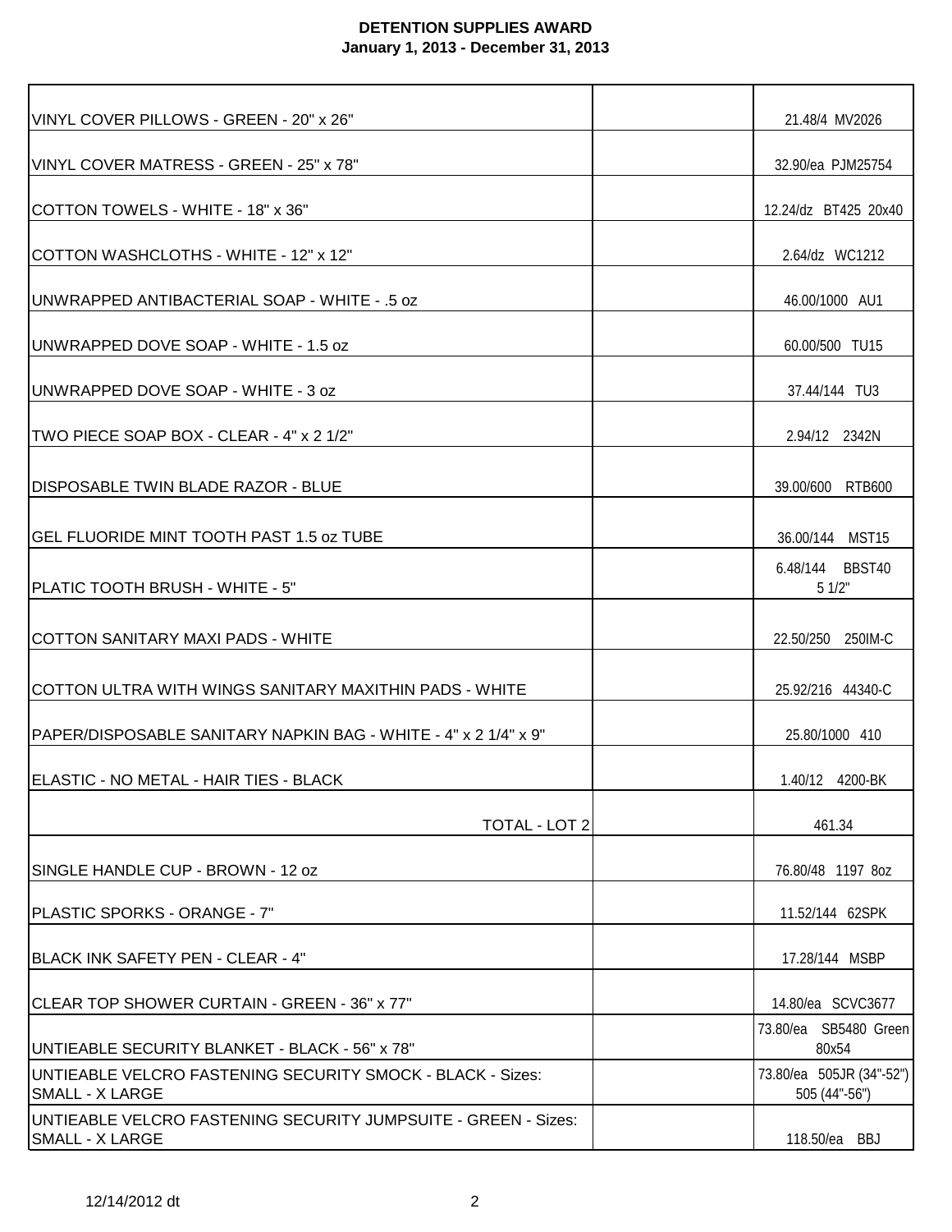**DETENTION SUPPLIES AWARD**
**January 1, 2013 - December 31, 2013**

| | | |
|---|---|---|
| VINYL COVER PILLOWS - GREEN - 20" x 26" | | 21.48/4 MV2026 |
| VINYL COVER MATRESS - GREEN - 25" x 78" | | 32.90/ea PJM25754 |
| COTTON TOWELS - WHITE - 18" x 36" | | 12.24/dz BT425 20x40 |
| COTTON WASHCLOTHS - WHITE - 12" x 12" | | 2.64/dz WC1212 |
| UNWRAPPED ANTIBACTERIAL SOAP - WHITE - .5 oz | | 46.00/1000 AU1 |
| UNWRAPPED DOVE SOAP - WHITE - 1.5 oz | | 60.00/500 TU15 |
| UNWRAPPED DOVE SOAP - WHITE - 3 oz | | 37.44/144 TU3 |
| TWO PIECE SOAP BOX - CLEAR - 4" x 2 1/2" | | 2.94/12 2342N |
| DISPOSABLE TWIN BLADE RAZOR - BLUE | | 39.00/600 RTB600 |
| GEL FLUORIDE MINT TOOTH PAST 1.5 oz TUBE | | 36.00/144 MST15 |
| PLATIC TOOTH BRUSH - WHITE - 5" | | 6.48/144 BBST40 5 1/2" |
| COTTON SANITARY MAXI PADS - WHITE | | 22.50/250 250IM-C |
| COTTON ULTRA WITH WINGS SANITARY MAXITHIN PADS - WHITE | | 25.92/216 44340-C |
| PAPER/DISPOSABLE SANITARY NAPKIN BAG - WHITE - 4" x 2 1/4" x 9" | | 25.80/1000 410 |
| ELASTIC - NO METAL - HAIR TIES - BLACK | | 1.40/12 4200-BK |
| TOTAL - LOT 2 | | 461.34 |
| SINGLE HANDLE CUP - BROWN - 12 oz | | 76.80/48 1197 8oz |
| PLASTIC SPORKS - ORANGE - 7" | | 11.52/144 62SPK |
| BLACK INK SAFETY PEN - CLEAR - 4" | | 17.28/144 MSBP |
| CLEAR TOP SHOWER CURTAIN - GREEN - 36" x 77" | | 14.80/ea SCVC3677 |
| UNTIEABLE SECURITY BLANKET - BLACK - 56" x 78" | | 73.80/ea SB5480 Green 80x54 |
| UNTIEABLE VELCRO FASTENING SECURITY SMOCK - BLACK - Sizes: SMALL - X LARGE | | 73.80/ea 505JR (34"-52") 505 (44"-56") |
| UNTIEABLE VELCRO FASTENING SECURITY JUMPSUITE - GREEN - Sizes: SMALL - X LARGE | | 118.50/ea BBJ |

12/14/2012 dt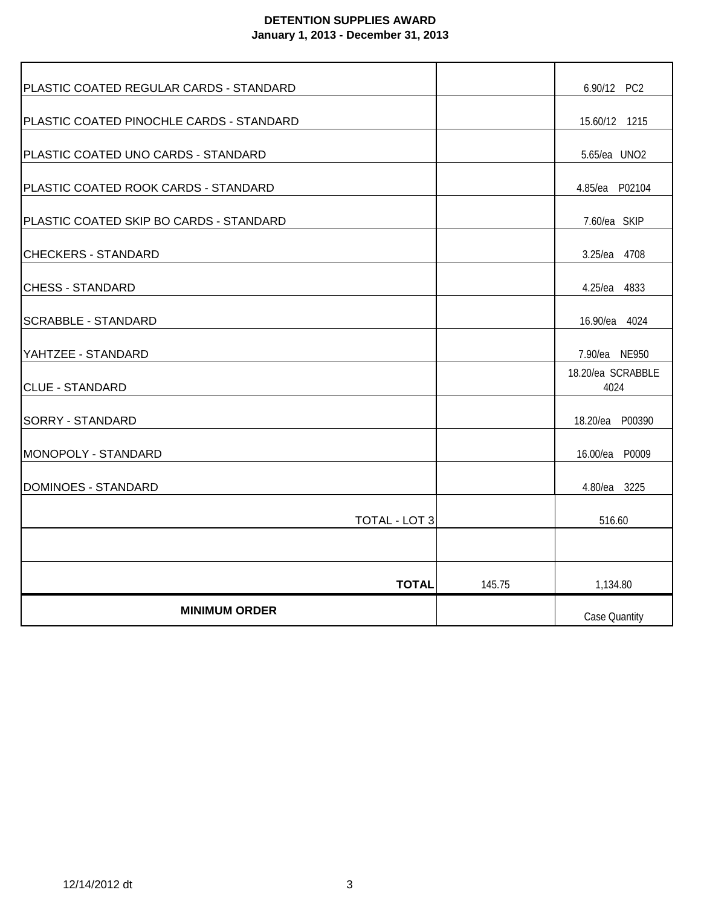**DETENTION SUPPLIES AWARD**
**January 1, 2013 - December 31, 2013**

| | | |
|---|---|---|
| PLASTIC COATED REGULAR CARDS - STANDARD | | 6.90/12 PC2 |
| PLASTIC COATED PINOCHLE CARDS - STANDARD | | 15.60/12 1215 |
| PLASTIC COATED UNO CARDS - STANDARD | | 5.65/ea UNO2 |
| PLASTIC COATED ROOK CARDS - STANDARD | | 4.85/ea P02104 |
| PLASTIC COATED SKIP BO CARDS - STANDARD | | 7.60/ea SKIP |
| CHECKERS - STANDARD | | 3.25/ea 4708 |
| CHESS - STANDARD | | 4.25/ea 4833 |
| SCRABBLE - STANDARD | | 16.90/ea 4024 |
| YAHTZEE - STANDARD | | 7.90/ea NE950 |
| CLUE - STANDARD | | 18.20/ea SCRABBLE 4024 |
| SORRY - STANDARD | | 18.20/ea P00390 |
| MONOPOLY - STANDARD | | 16.00/ea P0009 |
| DOMINOES - STANDARD | | 4.80/ea 3225 |
| TOTAL - LOT 3 | | 516.60 |
| | | |
| **TOTAL** | 145.75 | 1,134.80 |
| **MINIMUM ORDER** | | Case Quantity |

12/14/2012 dt